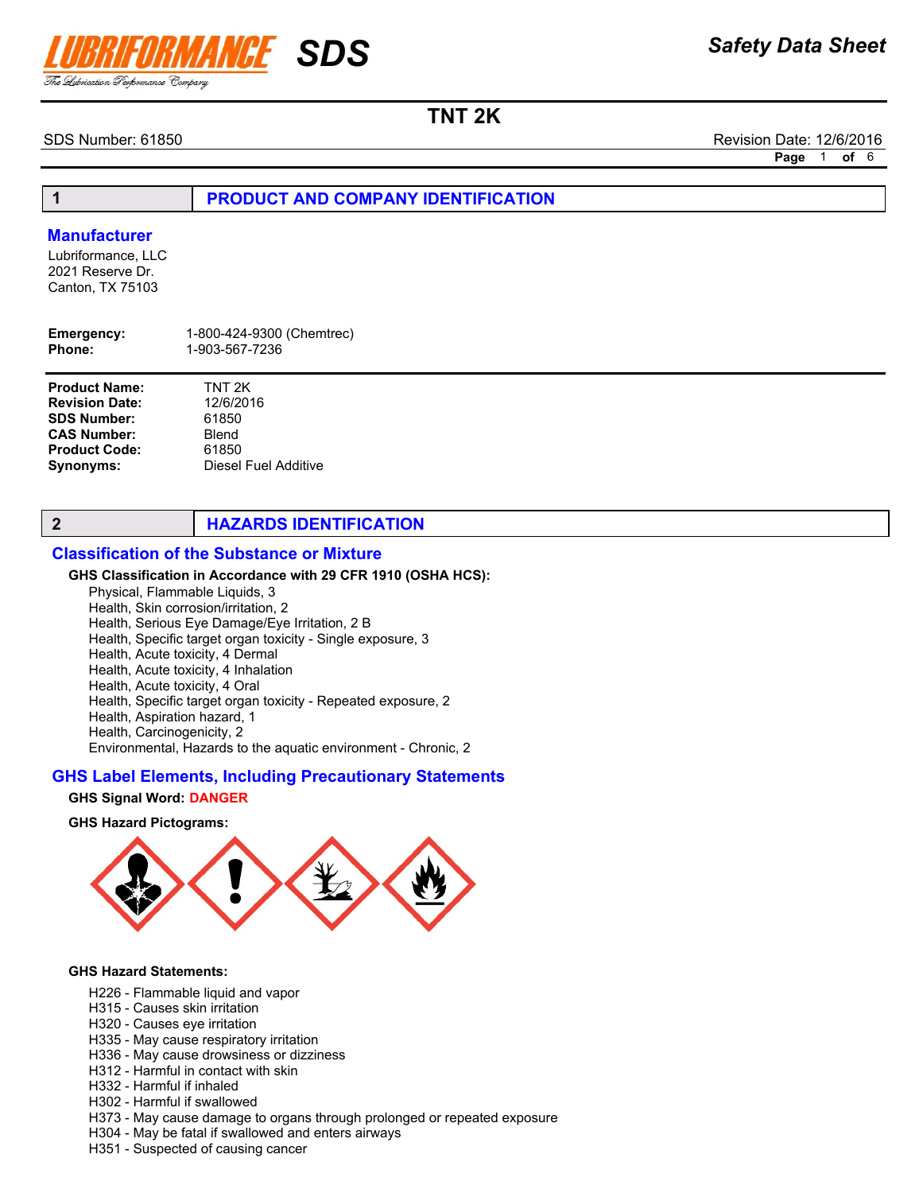# LUBRIFORMANCE SDS

*The Lubrication Performance Company*

**Safety Data Sheet**

## TNT 2K

SDS Number: 61850 | Revision Date: 12/6/2016

## 1 PRODUCT AND COMPANY IDENTIFICATION

### Manufacturer

Lubriformance, LLC
2021 Reserve Dr.
Canton, TX 75103

**Emergency:** 1-800-424-9300 (Chemtrec)
**Phone:** 1-903-567-7236

**Product Name:** TNT 2K
**Revision Date:** 12/6/2016
**SDS Number:** 61850
**CAS Number:** Blend
**Product Code:** 61850
**Synonyms:** Diesel Fuel Additive

## 2 HAZARDS IDENTIFICATION

### Classification of the Substance or Mixture

**GHS Classification in Accordance with 29 CFR 1910 (OSHA HCS):**

Physical, Flammable Liquids, 3
Health, Skin corrosion/irritation, 2
Health, Serious Eye Damage/Eye Irritation, 2 B
Health, Specific target organ toxicity - Single exposure, 3
Health, Acute toxicity, 4 Dermal
Health, Acute toxicity, 4 Inhalation
Health, Acute toxicity, 4 Oral
Health, Specific target organ toxicity - Repeated exposure, 2
Health, Aspiration hazard, 1
Health, Carcinogenicity, 2
Environmental, Hazards to the aquatic environment - Chronic, 2

### GHS Label Elements, Including Precautionary Statements

**GHS Signal Word:** DANGER

**GHS Hazard Pictograms:**

**GHS Hazard Statements:**

H226 - Flammable liquid and vapor
H315 - Causes skin irritation
H320 - Causes eye irritation
H335 - May cause respiratory irritation
H336 - May cause drowsiness or dizziness
H312 - Harmful in contact with skin
H332 - Harmful if inhaled
H302 - Harmful if swallowed
H373 - May cause damage to organs through prolonged or repeated exposure
H304 - May be fatal if swallowed and enters airways
H351 - Suspected of causing cancer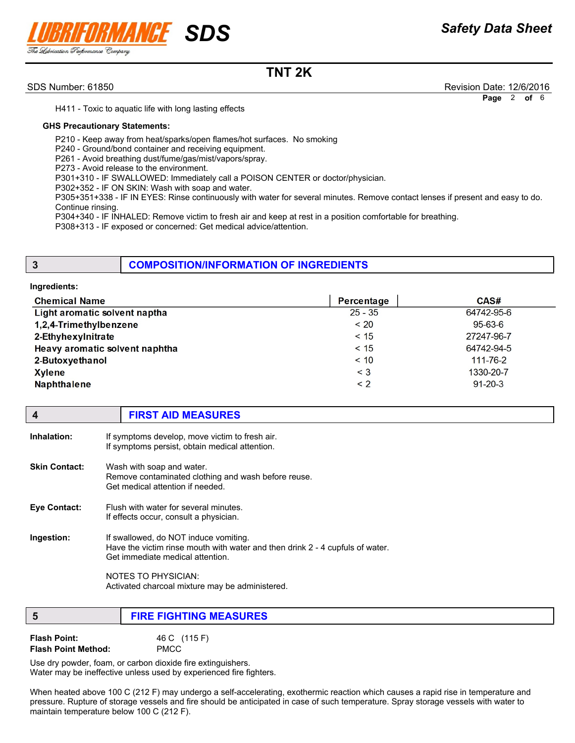H411 - Toxic to aquatic life with long lasting effects

**GHS Precautionary Statements:**

P210 - Keep away from heat/sparks/open flames/hot surfaces. No smoking
P240 - Ground/bond container and receiving equipment.
P261 - Avoid breathing dust/fume/gas/mist/vapors/spray.
P273 - Avoid release to the environment.
P301+310 - IF SWALLOWED: Immediately call a POISON CENTER or doctor/physician.
P302+352 - IF ON SKIN: Wash with soap and water.
P305+351+338 - IF IN EYES: Rinse continuously with water for several minutes. Remove contact lenses if present and easy to do. Continue rinsing.
P304+340 - IF INHALED: Remove victim to fresh air and keep at rest in a position comfortable for breathing.
P308+313 - IF exposed or concerned: Get medical advice/attention.

## 3 COMPOSITION/INFORMATION OF INGREDIENTS

**Ingredients:**

| Chemical Name | Percentage | CAS# |
|---|---|---|
| Light aromatic solvent naptha | 25 - 35 | 64742-95-6 |
| 1,2,4-Trimethylbenzene | < 20 | 95-63-6 |
| 2-Ethyhexylnitrate | < 15 | 27247-96-7 |
| Heavy aromatic solvent naphtha | < 15 | 64742-94-5 |
| 2-Butoxyethanol | < 10 | 111-76-2 |
| Xylene | < 3 | 1330-20-7 |
| Naphthalene | < 2 | 91-20-3 |

## 4 FIRST AID MEASURES

**Inhalation:** If symptoms develop, move victim to fresh air.
If symptoms persist, obtain medical attention.

**Skin Contact:** Wash with soap and water.
Remove contaminated clothing and wash before reuse.
Get medical attention if needed.

**Eye Contact:** Flush with water for several minutes.
If effects occur, consult a physician.

**Ingestion:** If swallowed, do NOT induce vomiting.
Have the victim rinse mouth with water and then drink 2 - 4 cupfuls of water.
Get immediate medical attention.

NOTES TO PHYSICIAN:
Activated charcoal mixture may be administered.

## 5 FIRE FIGHTING MEASURES

**Flash Point:** 46 C (115 F)
**Flash Point Method:** PMCC

Use dry powder, foam, or carbon dioxide fire extinguishers.
Water may be ineffective unless used by experienced fire fighters.

When heated above 100 C (212 F) may undergo a self-accelerating, exothermic reaction which causes a rapid rise in temperature and pressure. Rupture of storage vessels and fire should be anticipated in case of such temperature. Spray storage vessels with water to maintain temperature below 100 C (212 F).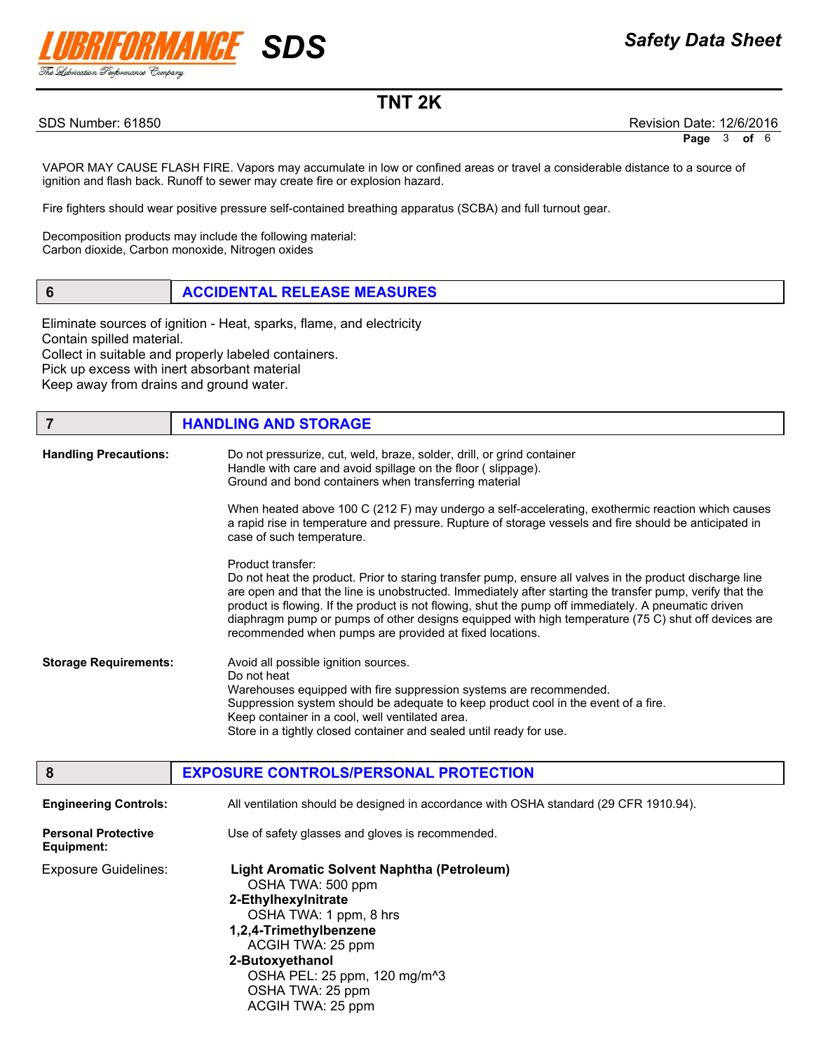VAPOR MAY CAUSE FLASH FIRE. Vapors may accumulate in low or confined areas or travel a considerable distance to a source of ignition and flash back. Runoff to sewer may create fire or explosion hazard.

Fire fighters should wear positive pressure self-contained breathing apparatus (SCBA) and full turnout gear.

Decomposition products may include the following material:
Carbon dioxide, Carbon monoxide, Nitrogen oxides

## 6 ACCIDENTAL RELEASE MEASURES

Eliminate sources of ignition - Heat, sparks, flame, and electricity
Contain spilled material.
Collect in suitable and properly labeled containers.
Pick up excess with inert absorbant material
Keep away from drains and ground water.

## 7 HANDLING AND STORAGE

**Handling Precautions:**

Do not pressurize, cut, weld, braze, solder, drill, or grind container
Handle with care and avoid spillage on the floor ( slippage).
Ground and bond containers when transferring material

When heated above 100 C (212 F) may undergo a self-accelerating, exothermic reaction which causes a rapid rise in temperature and pressure. Rupture of storage vessels and fire should be anticipated in case of such temperature.

Product transfer:
Do not heat the product. Prior to staring transfer pump, ensure all valves in the product discharge line are open and that the line is unobstructed. Immediately after starting the transfer pump, verify that the product is flowing. If the product is not flowing, shut the pump off immediately. A pneumatic driven diaphragm pump or pumps of other designs equipped with high temperature (75 C) shut off devices are recommended when pumps are provided at fixed locations.

**Storage Requirements:**

Avoid all possible ignition sources.
Do not heat
Warehouses equipped with fire suppression systems are recommended.
Suppression system should be adequate to keep product cool in the event of a fire.
Keep container in a cool, well ventilated area.
Store in a tightly closed container and sealed until ready for use.

## 8 EXPOSURE CONTROLS/PERSONAL PROTECTION

**Engineering Controls:** All ventilation should be designed in accordance with OSHA standard (29 CFR 1910.94).

**Personal Protective Equipment:** Use of safety glasses and gloves is recommended.

Exposure Guidelines:

**Light Aromatic Solvent Naphtha (Petroleum)**
OSHA TWA: 500 ppm

**2-Ethylhexylnitrate**
OSHA TWA: 1 ppm, 8 hrs

**1,2,4-Trimethylbenzene**
ACGIH TWA: 25 ppm

**2-Butoxyethanol**
OSHA PEL: 25 ppm, 120 mg/m^3
OSHA TWA: 25 ppm
ACGIH TWA: 25 ppm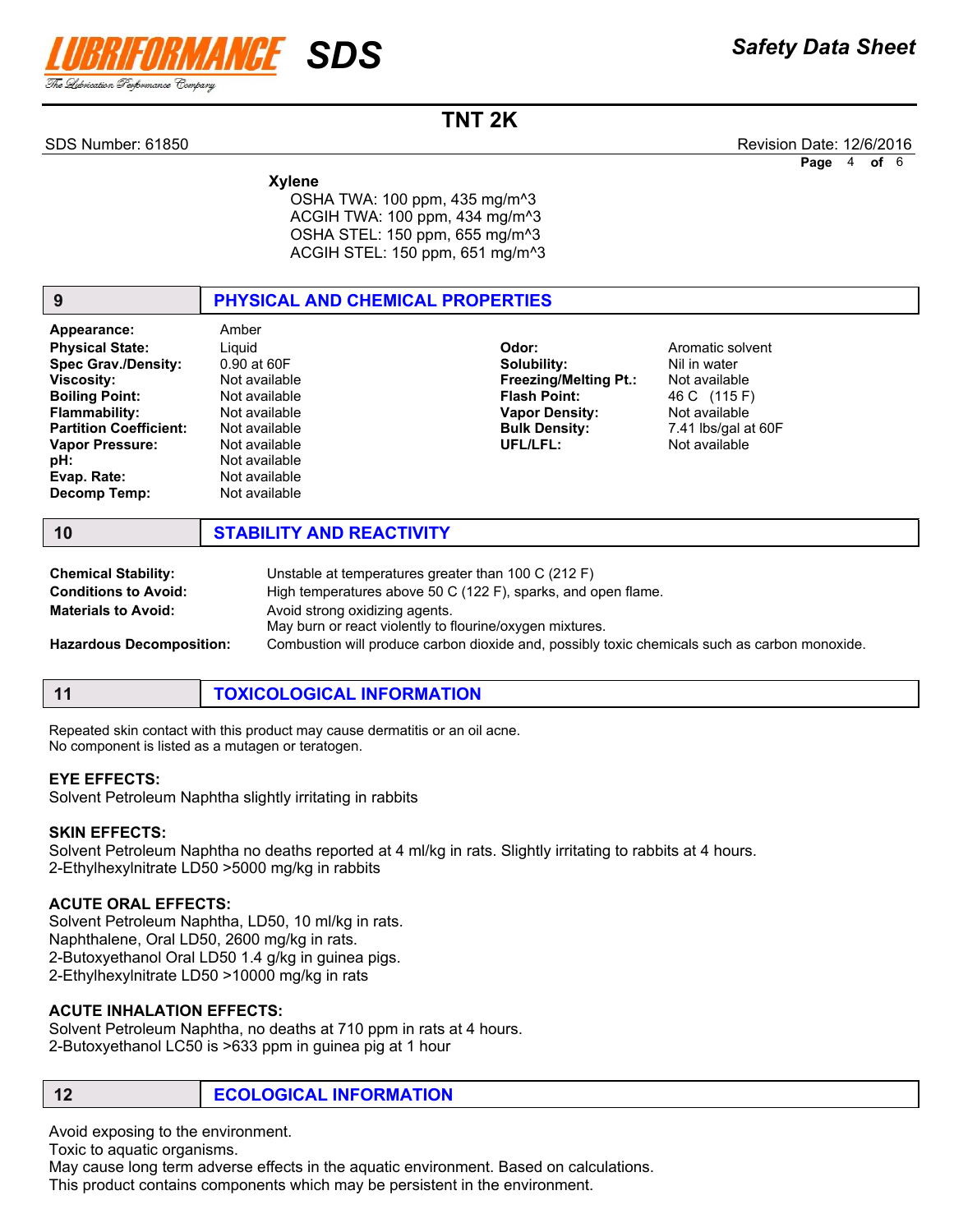**Xylene**

OSHA TWA: 100 ppm, 435 mg/m^3
ACGIH TWA: 100 ppm, 434 mg/m^3
OSHA STEL: 150 ppm, 655 mg/m^3
ACGIH STEL: 150 ppm, 651 mg/m^3

## 9 PHYSICAL AND CHEMICAL PROPERTIES

| | | | |
|---|---|---|---|
| **Appearance:** | Amber | | |
| **Physical State:** | Liquid | **Odor:** | Aromatic solvent |
| **Spec Grav./Density:** | 0.90 at 60F | **Solubility:** | Nil in water |
| **Viscosity:** | Not available | **Freezing/Melting Pt.:** | Not available |
| **Boiling Point:** | Not available | **Flash Point:** | 46 C (115 F) |
| **Flammability:** | Not available | **Vapor Density:** | Not available |
| **Partition Coefficient:** | Not available | **Bulk Density:** | 7.41 lbs/gal at 60F |
| **Vapor Pressure:** | Not available | **UFL/LFL:** | Not available |
| **pH:** | Not available | | |
| **Evap. Rate:** | Not available | | |
| **Decomp Temp:** | Not available | | |

## 10 STABILITY AND REACTIVITY

**Chemical Stability:** Unstable at temperatures greater than 100 C (212 F)

**Conditions to Avoid:** High temperatures above 50 C (122 F), sparks, and open flame.

**Materials to Avoid:** Avoid strong oxidizing agents.
May burn or react violently to flourine/oxygen mixtures.

**Hazardous Decomposition:** Combustion will produce carbon dioxide and, possibly toxic chemicals such as carbon monoxide.

## 11 TOXICOLOGICAL INFORMATION

Repeated skin contact with this product may cause dermatitis or an oil acne.
No component is listed as a mutagen or teratogen.

### EYE EFFECTS:

Solvent Petroleum Naphtha slightly irritating in rabbits

### SKIN EFFECTS:

Solvent Petroleum Naphtha no deaths reported at 4 ml/kg in rats. Slightly irritating to rabbits at 4 hours.
2-Ethylhexylnitrate LD50 >5000 mg/kg in rabbits

### ACUTE ORAL EFFECTS:

Solvent Petroleum Naphtha, LD50, 10 ml/kg in rats.
Naphthalene, Oral LD50, 2600 mg/kg in rats.
2-Butoxyethanol Oral LD50 1.4 g/kg in guinea pigs.
2-Ethylhexylnitrate LD50 >10000 mg/kg in rats

### ACUTE INHALATION EFFECTS:

Solvent Petroleum Naphtha, no deaths at 710 ppm in rats at 4 hours.
2-Butoxyethanol LC50 is >633 ppm in guinea pig at 1 hour

## 12 ECOLOGICAL INFORMATION

Avoid exposing to the environment.
Toxic to aquatic organisms.
May cause long term adverse effects in the aquatic environment. Based on calculations.
This product contains components which may be persistent in the environment.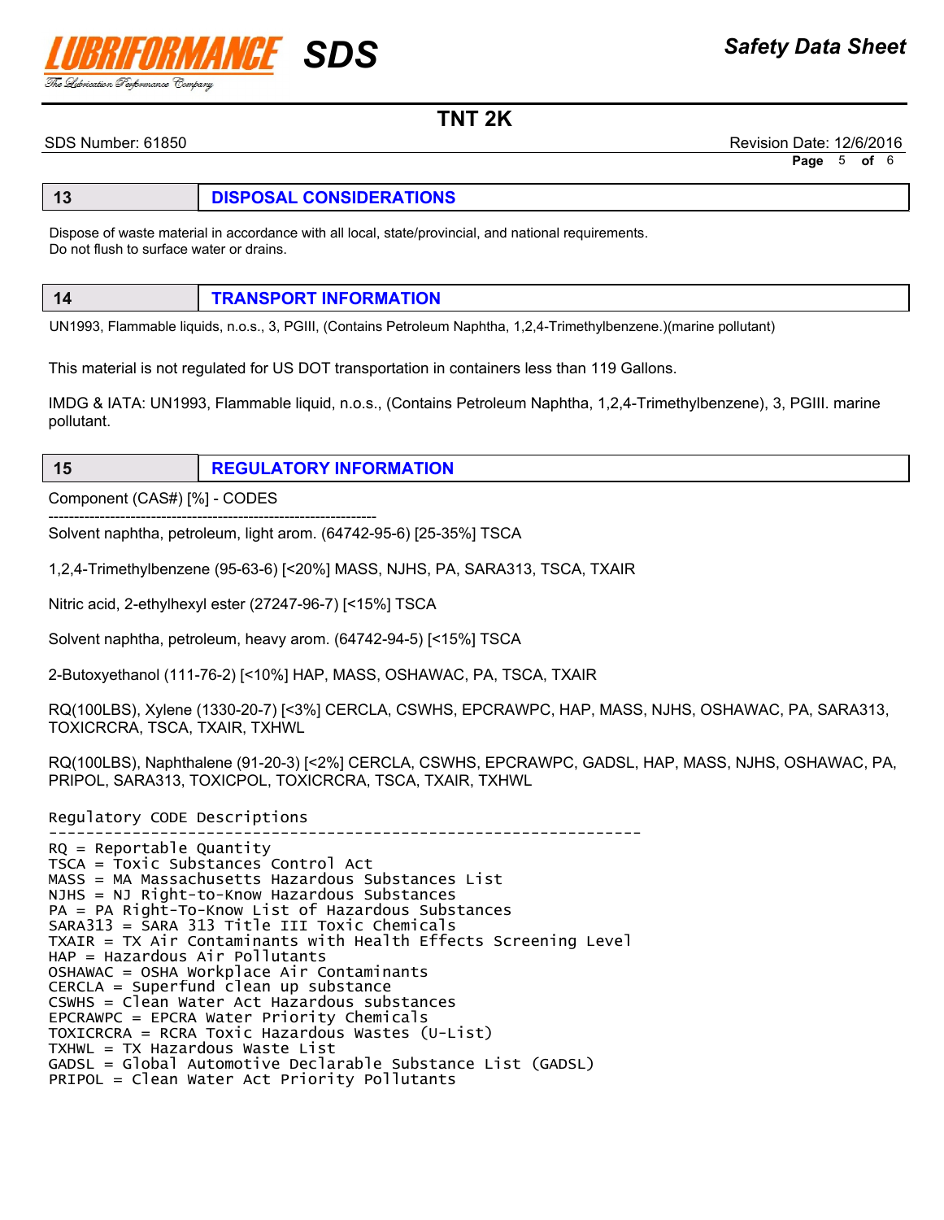## 13 DISPOSAL CONSIDERATIONS

Dispose of waste material in accordance with all local, state/provincial, and national requirements.
Do not flush to surface water or drains.

## 14 TRANSPORT INFORMATION

UN1993, Flammable liquids, n.o.s., 3, PGIII, (Contains Petroleum Naphtha, 1,2,4-Trimethylbenzene.)(marine pollutant)

This material is not regulated for US DOT transportation in containers less than 119 Gallons.

IMDG & IATA: UN1993, Flammable liquid, n.o.s., (Contains Petroleum Naphtha, 1,2,4-Trimethylbenzene), 3, PGIII. marine pollutant.

## 15 REGULATORY INFORMATION

Component (CAS#) [%] - CODES

----------------------------------------------------------------

Solvent naphtha, petroleum, light arom. (64742-95-6) [25-35%] TSCA

1,2,4-Trimethylbenzene (95-63-6) [<20%] MASS, NJHS, PA, SARA313, TSCA, TXAIR

Nitric acid, 2-ethylhexyl ester (27247-96-7) [<15%] TSCA

Solvent naphtha, petroleum, heavy arom. (64742-94-5) [<15%] TSCA

2-Butoxyethanol (111-76-2) [<10%] HAP, MASS, OSHAWAC, PA, TSCA, TXAIR

RQ(100LBS), Xylene (1330-20-7) [<3%] CERCLA, CSWHS, EPCRAWPC, HAP, MASS, NJHS, OSHAWAC, PA, SARA313, TOXICRCRA, TSCA, TXAIR, TXHWL

RQ(100LBS), Naphthalene (91-20-3) [<2%] CERCLA, CSWHS, EPCRAWPC, GADSL, HAP, MASS, NJHS, OSHAWAC, PA, PRIPOL, SARA313, TOXICPOL, TOXICRCRA, TSCA, TXAIR, TXHWL

```
Regulatory CODE Descriptions
----------------------------------------------------------------
RQ = Reportable Quantity
TSCA = Toxic Substances Control Act
MASS = MA Massachusetts Hazardous Substances List
NJHS = NJ Right-to-Know Hazardous Substances
PA = PA Right-To-Know List of Hazardous Substances
SARA313 = SARA 313 Title III Toxic Chemicals
TXAIR = TX Air Contaminants with Health Effects Screening Level
HAP = Hazardous Air Pollutants
OSHAWAC = OSHA Workplace Air Contaminants
CERCLA = Superfund clean up substance
CSWHS = Clean Water Act Hazardous substances
EPCRAWPC = EPCRA Water Priority Chemicals
TOXICRCRA = RCRA Toxic Hazardous Wastes (U-List)
TXHWL = TX Hazardous Waste List
GADSL = Global Automotive Declarable Substance List (GADSL)
PRIPOL = Clean Water Act Priority Pollutants
```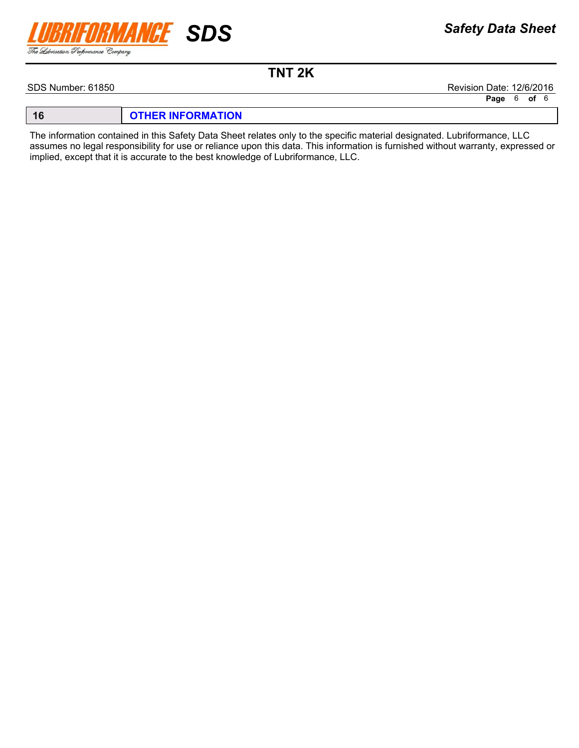## 16 OTHER INFORMATION

The information contained in this Safety Data Sheet relates only to the specific material designated. Lubriformance, LLC assumes no legal responsibility for use or reliance upon this data. This information is furnished without warranty, expressed or implied, except that it is accurate to the best knowledge of Lubriformance, LLC.